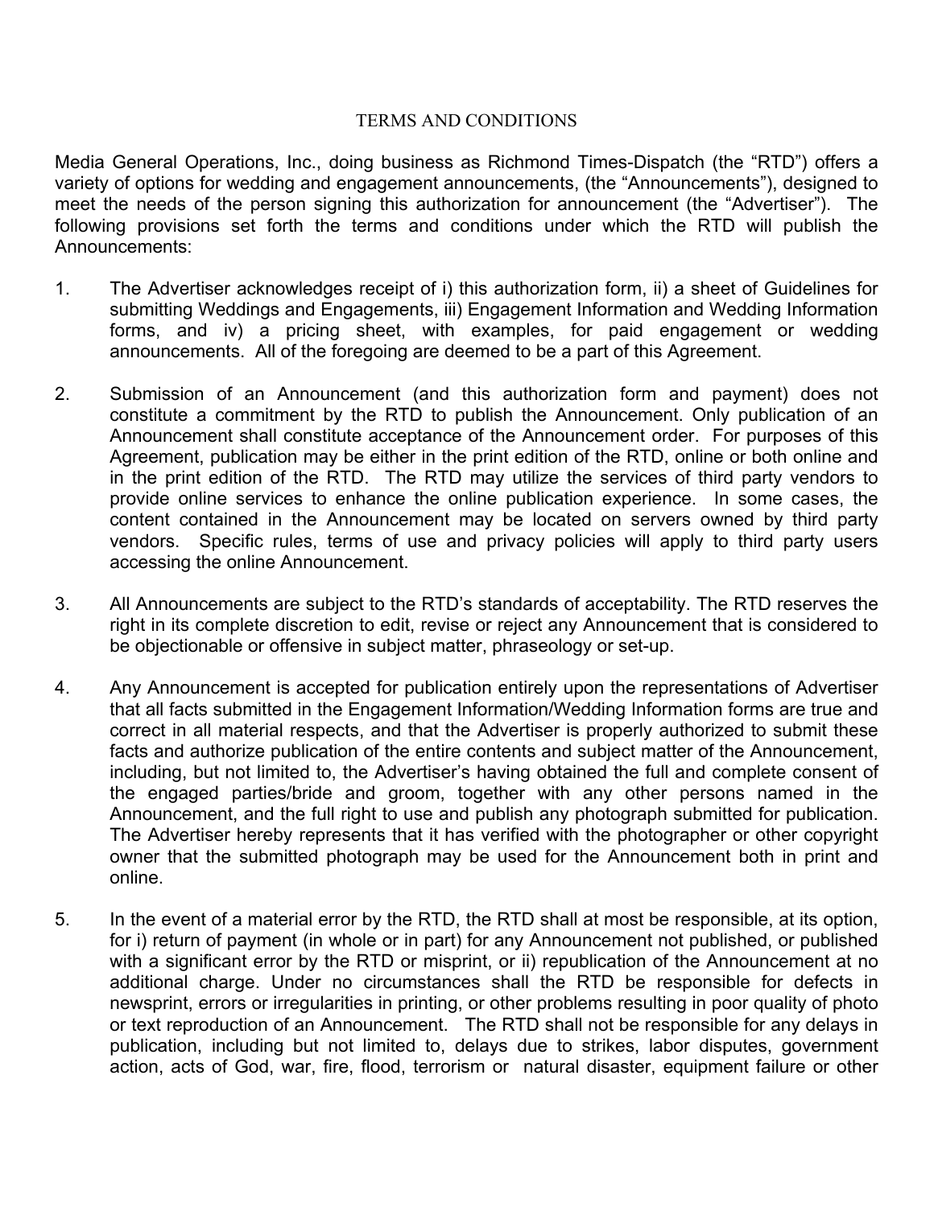# TERMS AND CONDITIONS

Media General Operations, Inc., doing business as Richmond Times-Dispatch (the "RTD") offers a variety of options for wedding and engagement announcements, (the "Announcements"), designed to meet the needs of the person signing this authorization for announcement (the "Advertiser"). The following provisions set forth the terms and conditions under which the RTD will publish the Announcements:

1. The Advertiser acknowledges receipt of i) this authorization form, ii) a sheet of Guidelines for submitting Weddings and Engagements, iii) Engagement Information and Wedding Information forms, and iv) a pricing sheet, with examples, for paid engagement or wedding announcements. All of the foregoing are deemed to be a part of this Agreement.

2. Submission of an Announcement (and this authorization form and payment) does not constitute a commitment by the RTD to publish the Announcement. Only publication of an Announcement shall constitute acceptance of the Announcement order. For purposes of this Agreement, publication may be either in the print edition of the RTD, online or both online and in the print edition of the RTD. The RTD may utilize the services of third party vendors to provide online services to enhance the online publication experience. In some cases, the content contained in the Announcement may be located on servers owned by third party vendors. Specific rules, terms of use and privacy policies will apply to third party users accessing the online Announcement.

3. All Announcements are subject to the RTD's standards of acceptability. The RTD reserves the right in its complete discretion to edit, revise or reject any Announcement that is considered to be objectionable or offensive in subject matter, phraseology or set-up.

4. Any Announcement is accepted for publication entirely upon the representations of Advertiser that all facts submitted in the Engagement Information/Wedding Information forms are true and correct in all material respects, and that the Advertiser is properly authorized to submit these facts and authorize publication of the entire contents and subject matter of the Announcement, including, but not limited to, the Advertiser's having obtained the full and complete consent of the engaged parties/bride and groom, together with any other persons named in the Announcement, and the full right to use and publish any photograph submitted for publication. The Advertiser hereby represents that it has verified with the photographer or other copyright owner that the submitted photograph may be used for the Announcement both in print and online.

5. In the event of a material error by the RTD, the RTD shall at most be responsible, at its option, for i) return of payment (in whole or in part) for any Announcement not published, or published with a significant error by the RTD or misprint, or ii) republication of the Announcement at no additional charge. Under no circumstances shall the RTD be responsible for defects in newsprint, errors or irregularities in printing, or other problems resulting in poor quality of photo or text reproduction of an Announcement. The RTD shall not be responsible for any delays in publication, including but not limited to, delays due to strikes, labor disputes, government action, acts of God, war, fire, flood, terrorism or natural disaster, equipment failure or other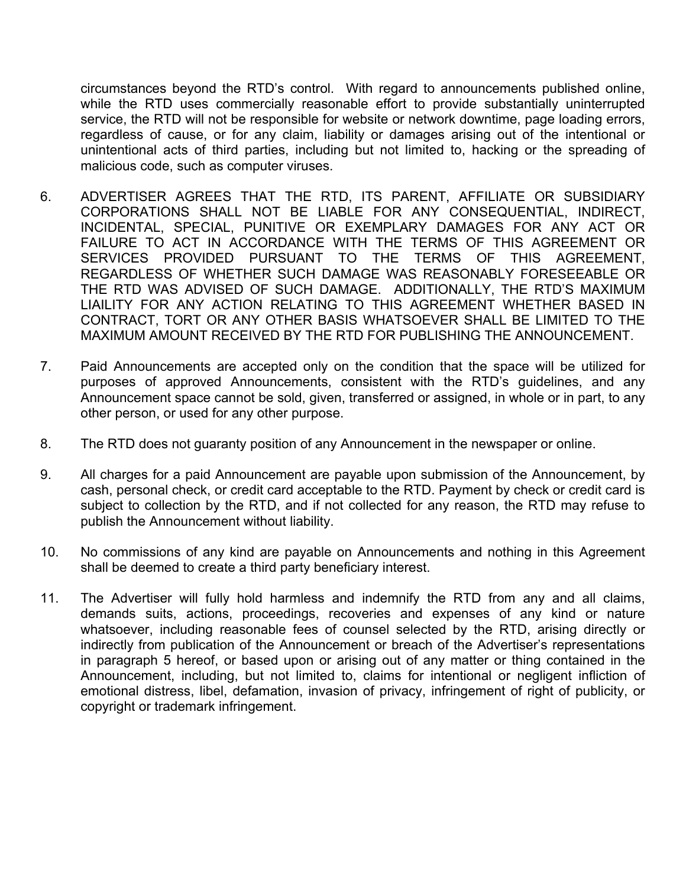circumstances beyond the RTD's control. With regard to announcements published online, while the RTD uses commercially reasonable effort to provide substantially uninterrupted service, the RTD will not be responsible for website or network downtime, page loading errors, regardless of cause, or for any claim, liability or damages arising out of the intentional or unintentional acts of third parties, including but not limited to, hacking or the spreading of malicious code, such as computer viruses.

6. ADVERTISER AGREES THAT THE RTD, ITS PARENT, AFFILIATE OR SUBSIDIARY CORPORATIONS SHALL NOT BE LIABLE FOR ANY CONSEQUENTIAL, INDIRECT, INCIDENTAL, SPECIAL, PUNITIVE OR EXEMPLARY DAMAGES FOR ANY ACT OR FAILURE TO ACT IN ACCORDANCE WITH THE TERMS OF THIS AGREEMENT OR SERVICES PROVIDED PURSUANT TO THE TERMS OF THIS AGREEMENT, REGARDLESS OF WHETHER SUCH DAMAGE WAS REASONABLY FORESEEABLE OR THE RTD WAS ADVISED OF SUCH DAMAGE. ADDITIONALLY, THE RTD'S MAXIMUM LIAILITY FOR ANY ACTION RELATING TO THIS AGREEMENT WHETHER BASED IN CONTRACT, TORT OR ANY OTHER BASIS WHATSOEVER SHALL BE LIMITED TO THE MAXIMUM AMOUNT RECEIVED BY THE RTD FOR PUBLISHING THE ANNOUNCEMENT.

7. Paid Announcements are accepted only on the condition that the space will be utilized for purposes of approved Announcements, consistent with the RTD's guidelines, and any Announcement space cannot be sold, given, transferred or assigned, in whole or in part, to any other person, or used for any other purpose.

8. The RTD does not guaranty position of any Announcement in the newspaper or online.

9. All charges for a paid Announcement are payable upon submission of the Announcement, by cash, personal check, or credit card acceptable to the RTD. Payment by check or credit card is subject to collection by the RTD, and if not collected for any reason, the RTD may refuse to publish the Announcement without liability.

10. No commissions of any kind are payable on Announcements and nothing in this Agreement shall be deemed to create a third party beneficiary interest.

11. The Advertiser will fully hold harmless and indemnify the RTD from any and all claims, demands suits, actions, proceedings, recoveries and expenses of any kind or nature whatsoever, including reasonable fees of counsel selected by the RTD, arising directly or indirectly from publication of the Announcement or breach of the Advertiser's representations in paragraph 5 hereof, or based upon or arising out of any matter or thing contained in the Announcement, including, but not limited to, claims for intentional or negligent infliction of emotional distress, libel, defamation, invasion of privacy, infringement of right of publicity, or copyright or trademark infringement.